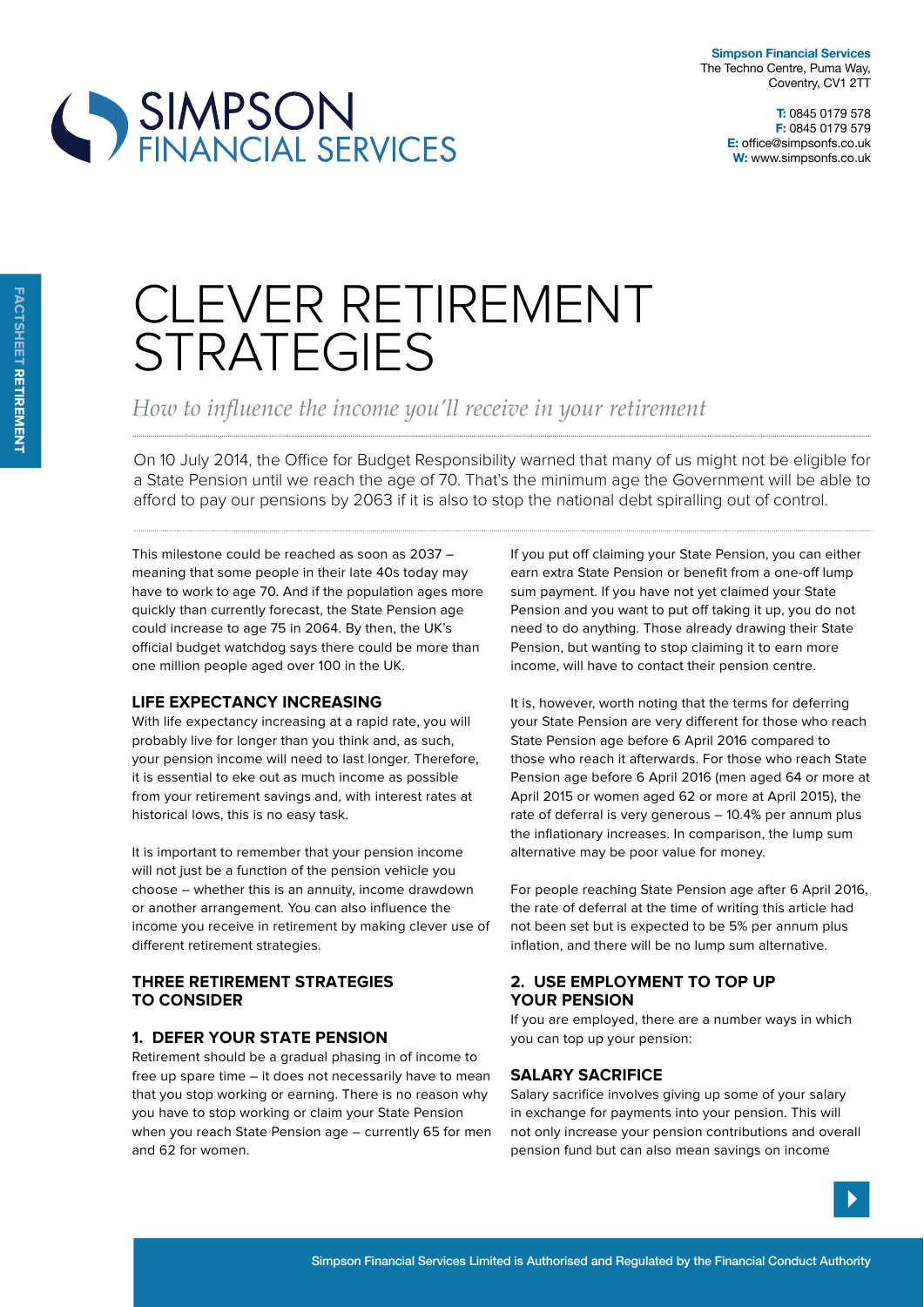**Simpson Financial Services**
The Techno Centre, Puma Way,
Coventry, CV1 2TT

**T:** 0845 0179 578
**F:** 0845 0179 579
**E:** office@simpsonfs.co.uk
**W:** www.simpsonfs.co.uk

FACTSHEET **RETIREMENT**

# CLEVER RETIREMENT STRATEGIES

*How to influence the income you'll receive in your retirement*

On 10 July 2014, the Office for Budget Responsibility warned that many of us might not be eligible for a State Pension until we reach the age of 70. That's the minimum age the Government will be able to afford to pay our pensions by 2063 if it is also to stop the national debt spiralling out of control.

This milestone could be reached as soon as 2037 – meaning that some people in their late 40s today may have to work to age 70. And if the population ages more quickly than currently forecast, the State Pension age could increase to age 75 in 2064. By then, the UK's official budget watchdog says there could be more than one million people aged over 100 in the UK.

## LIFE EXPECTANCY INCREASING

With life expectancy increasing at a rapid rate, you will probably live for longer than you think and, as such, your pension income will need to last longer. Therefore, it is essential to eke out as much income as possible from your retirement savings and, with interest rates at historical lows, this is no easy task.

It is important to remember that your pension income will not just be a function of the pension vehicle you choose – whether this is an annuity, income drawdown or another arrangement. You can also influence the income you receive in retirement by making clever use of different retirement strategies.

## THREE RETIREMENT STRATEGIES TO CONSIDER

### 1. DEFER YOUR STATE PENSION

Retirement should be a gradual phasing in of income to free up spare time – it does not necessarily have to mean that you stop working or earning. There is no reason why you have to stop working or claim your State Pension when you reach State Pension age – currently 65 for men and 62 for women.

If you put off claiming your State Pension, you can either earn extra State Pension or benefit from a one-off lump sum payment. If you have not yet claimed your State Pension and you want to put off taking it up, you do not need to do anything. Those already drawing their State Pension, but wanting to stop claiming it to earn more income, will have to contact their pension centre.

It is, however, worth noting that the terms for deferring your State Pension are very different for those who reach State Pension age before 6 April 2016 compared to those who reach it afterwards. For those who reach State Pension age before 6 April 2016 (men aged 64 or more at April 2015 or women aged 62 or more at April 2015), the rate of deferral is very generous – 10.4% per annum plus the inflationary increases. In comparison, the lump sum alternative may be poor value for money.

For people reaching State Pension age after 6 April 2016, the rate of deferral at the time of writing this article had not been set but is expected to be 5% per annum plus inflation, and there will be no lump sum alternative.

### 2. USE EMPLOYMENT TO TOP UP YOUR PENSION

If you are employed, there are a number ways in which you can top up your pension:

### SALARY SACRIFICE

Salary sacrifice involves giving up some of your salary in exchange for payments into your pension. This will not only increase your pension contributions and overall pension fund but can also mean savings on income

Simpson Financial Services Limited is Authorised and Regulated by the Financial Conduct Authority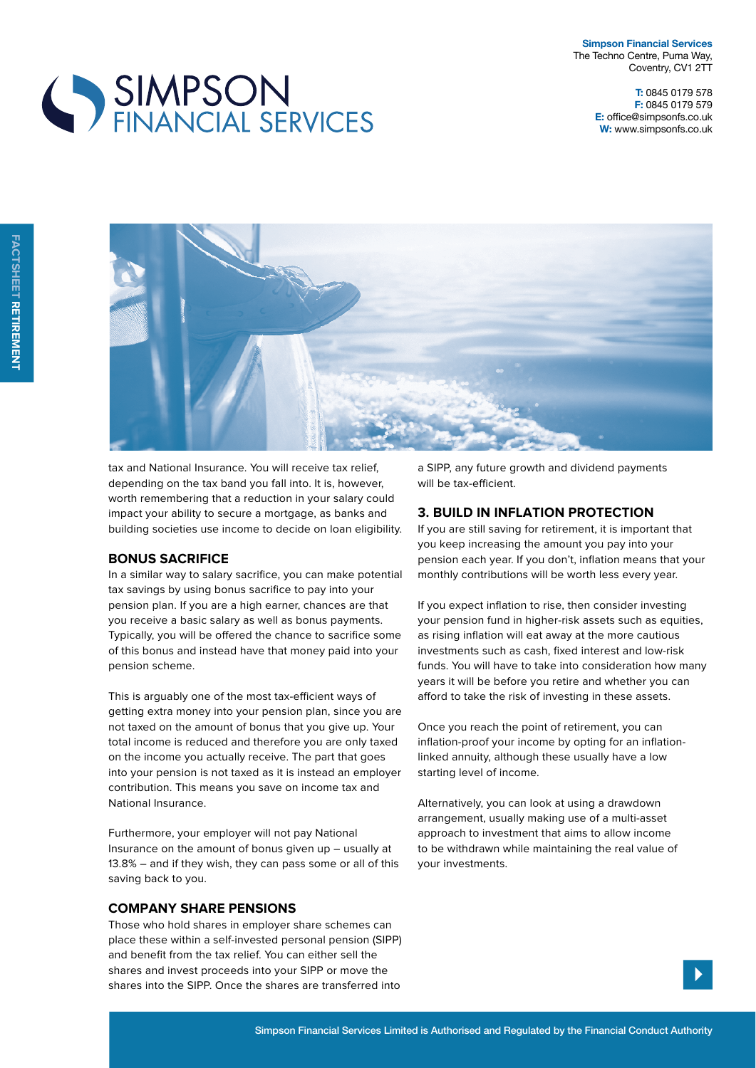tax and National Insurance. You will receive tax relief, depending on the tax band you fall into. It is, however, worth remembering that a reduction in your salary could impact your ability to secure a mortgage, as banks and building societies use income to decide on loan eligibility.

## BONUS SACRIFICE

In a similar way to salary sacrifice, you can make potential tax savings by using bonus sacrifice to pay into your pension plan. If you are a high earner, chances are that you receive a basic salary as well as bonus payments. Typically, you will be offered the chance to sacrifice some of this bonus and instead have that money paid into your pension scheme.

This is arguably one of the most tax-efficient ways of getting extra money into your pension plan, since you are not taxed on the amount of bonus that you give up. Your total income is reduced and therefore you are only taxed on the income you actually receive. The part that goes into your pension is not taxed as it is instead an employer contribution. This means you save on income tax and National Insurance.

Furthermore, your employer will not pay National Insurance on the amount of bonus given up – usually at 13.8% – and if they wish, they can pass some or all of this saving back to you.

## COMPANY SHARE PENSIONS

Those who hold shares in employer share schemes can place these within a self-invested personal pension (SIPP) and benefit from the tax relief. You can either sell the shares and invest proceeds into your SIPP or move the shares into the SIPP. Once the shares are transferred into a SIPP, any future growth and dividend payments will be tax-efficient.

## 3. BUILD IN INFLATION PROTECTION

If you are still saving for retirement, it is important that you keep increasing the amount you pay into your pension each year. If you don't, inflation means that your monthly contributions will be worth less every year.

If you expect inflation to rise, then consider investing your pension fund in higher-risk assets such as equities, as rising inflation will eat away at the more cautious investments such as cash, fixed interest and low-risk funds. You will have to take into consideration how many years it will be before you retire and whether you can afford to take the risk of investing in these assets.

Once you reach the point of retirement, you can inflation-proof your income by opting for an inflation-linked annuity, although these usually have a low starting level of income.

Alternatively, you can look at using a drawdown arrangement, usually making use of a multi-asset approach to investment that aims to allow income to be withdrawn while maintaining the real value of your investments.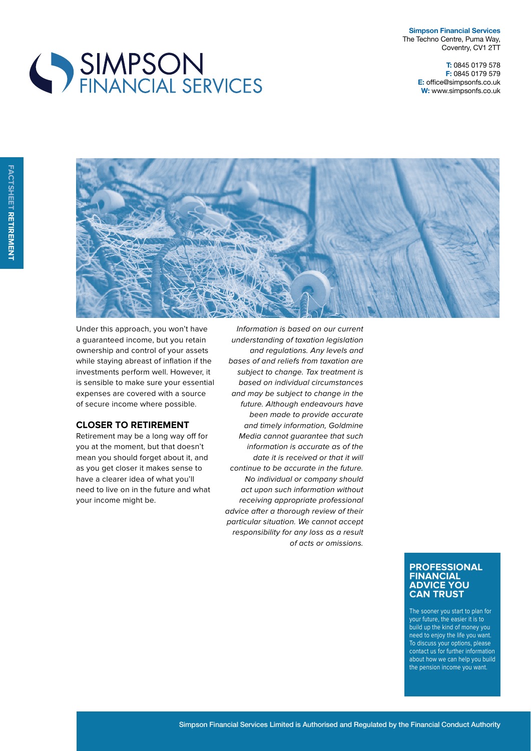**Simpson Financial Services**
The Techno Centre, Puma Way,
Coventry, CV1 2TT

**T:** 0845 0179 578
**F:** 0845 0179 579
**E:** office@simpsonfs.co.uk
**W:** www.simpsonfs.co.uk

Under this approach, you won't have a guaranteed income, but you retain ownership and control of your assets while staying abreast of inflation if the investments perform well. However, it is sensible to make sure your essential expenses are covered with a source of secure income where possible.

## CLOSER TO RETIREMENT

Retirement may be a long way off for you at the moment, but that doesn't mean you should forget about it, and as you get closer it makes sense to have a clearer idea of what you'll need to live on in the future and what your income might be.

*Information is based on our current understanding of taxation legislation and regulations. Any levels and bases of and reliefs from taxation are subject to change. Tax treatment is based on individual circumstances and may be subject to change in the future. Although endeavours have been made to provide accurate and timely information, Goldmine Media cannot guarantee that such information is accurate as of the date it is received or that it will continue to be accurate in the future. No individual or company should act upon such information without receiving appropriate professional advice after a thorough review of their particular situation. We cannot accept responsibility for any loss as a result of acts or omissions.*

## PROFESSIONAL FINANCIAL ADVICE YOU CAN TRUST

The sooner you start to plan for your future, the easier it is to build up the kind of money you need to enjoy the life you want. To discuss your options, please contact us for further information about how we can help you build the pension income you want.

Simpson Financial Services Limited is Authorised and Regulated by the Financial Conduct Authority